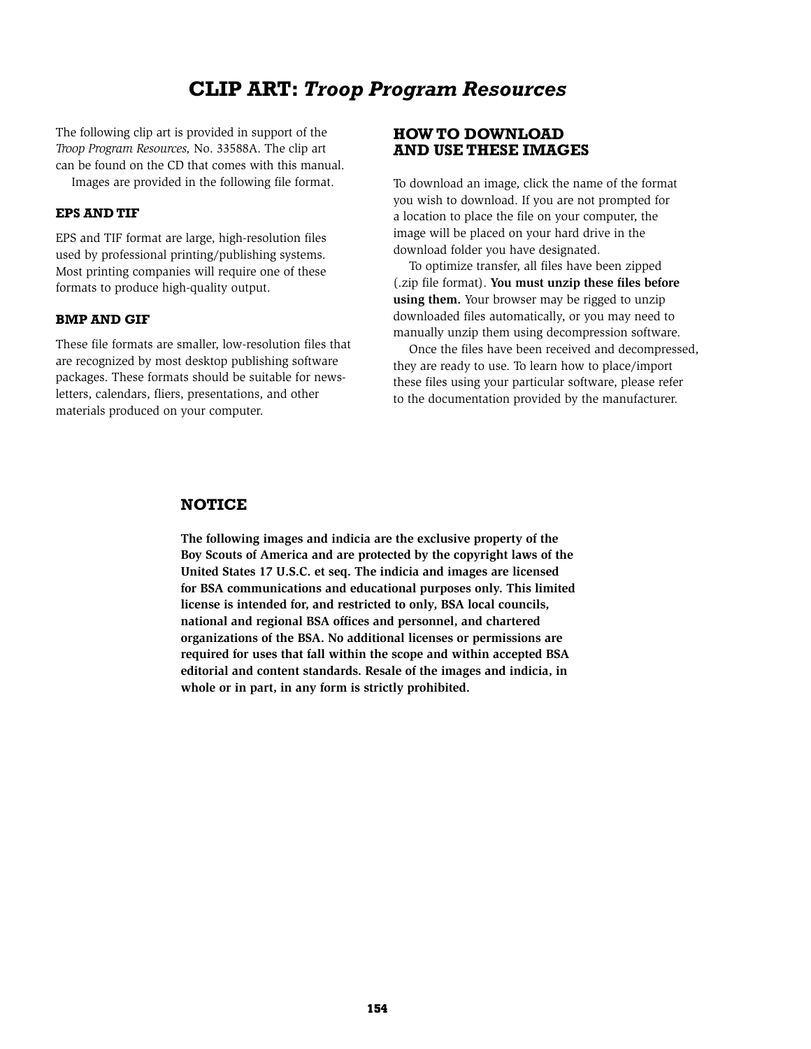# CLIP ART: *Troop Program Resources*

The following clip art is provided in support of the *Troop Program Resources,* No. 33588A. The clip art can be found on the CD that comes with this manual.

Images are provided in the following file format.

### EPS AND TIF

EPS and TIF format are large, high-resolution files used by professional printing/publishing systems. Most printing companies will require one of these formats to produce high-quality output.

### BMP AND GIF

These file formats are smaller, low-resolution files that are recognized by most desktop publishing software packages. These formats should be suitable for newsletters, calendars, fliers, presentations, and other materials produced on your computer.

## HOW TO DOWNLOAD AND USE THESE IMAGES

To download an image, click the name of the format you wish to download. If you are not prompted for a location to place the file on your computer, the image will be placed on your hard drive in the download folder you have designated.

To optimize transfer, all files have been zipped (.zip file format). **You must unzip these files before using them.** Your browser may be rigged to unzip downloaded files automatically, or you may need to manually unzip them using decompression software.

Once the files have been received and decompressed, they are ready to use. To learn how to place/import these files using your particular software, please refer to the documentation provided by the manufacturer.

## NOTICE

**The following images and indicia are the exclusive property of the Boy Scouts of America and are protected by the copyright laws of the United States 17 U.S.C. et seq. The indicia and images are licensed for BSA communications and educational purposes only. This limited license is intended for, and restricted to only, BSA local councils, national and regional BSA offices and personnel, and chartered organizations of the BSA. No additional licenses or permissions are required for uses that fall within the scope and within accepted BSA editorial and content standards. Resale of the images and indicia, in whole or in part, in any form is strictly prohibited.**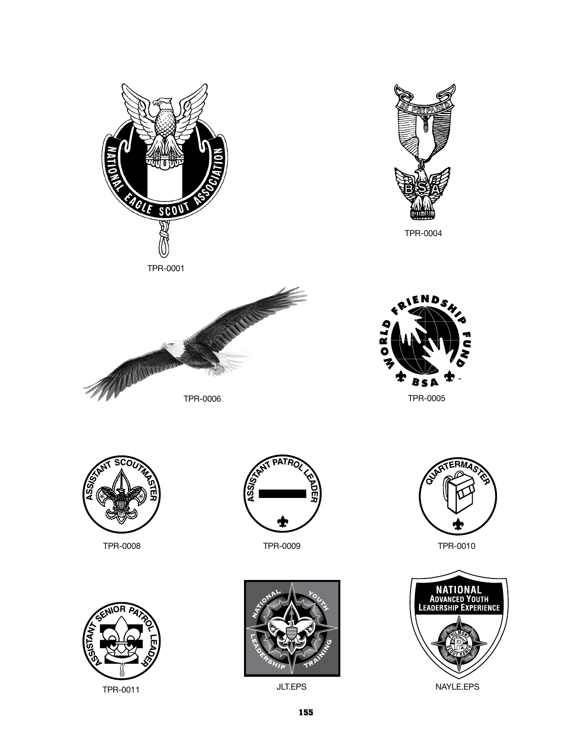TPR-0001

TPR-0004

TPR-0006

TPR-0005

TPR-0008

TPR-0009

TPR-0010

TPR-0011

JLT.EPS

NAYLE.EPS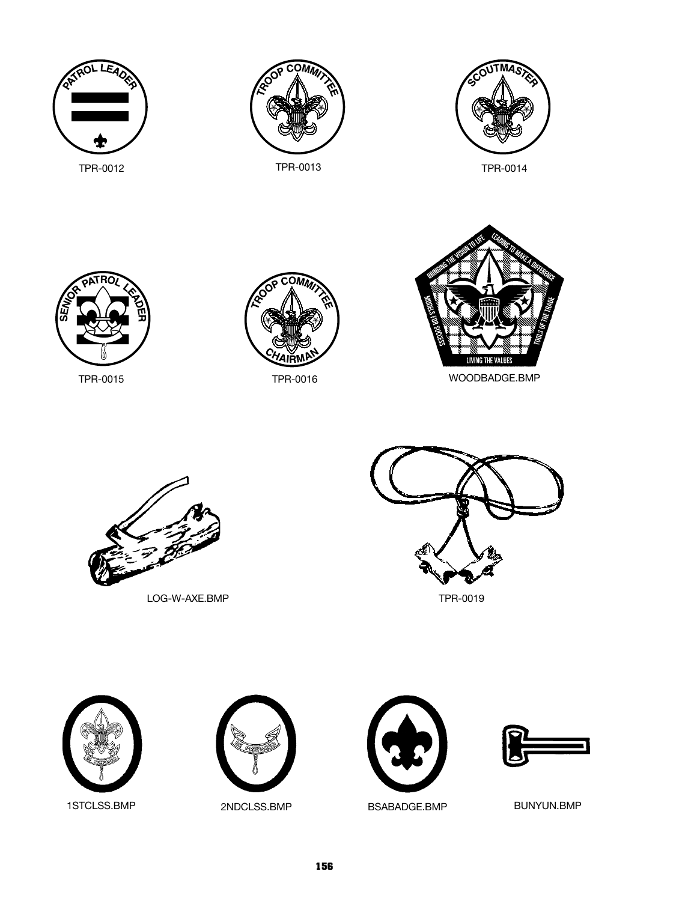TPR-0012

TPR-0013

TPR-0014

TPR-0015

TPR-0016

WOODBADGE.BMP

LOG-W-AXE.BMP

TPR-0019

1STCLSS.BMP

2NDCLSS.BMP

BSABADGE.BMP

BUNYUN.BMP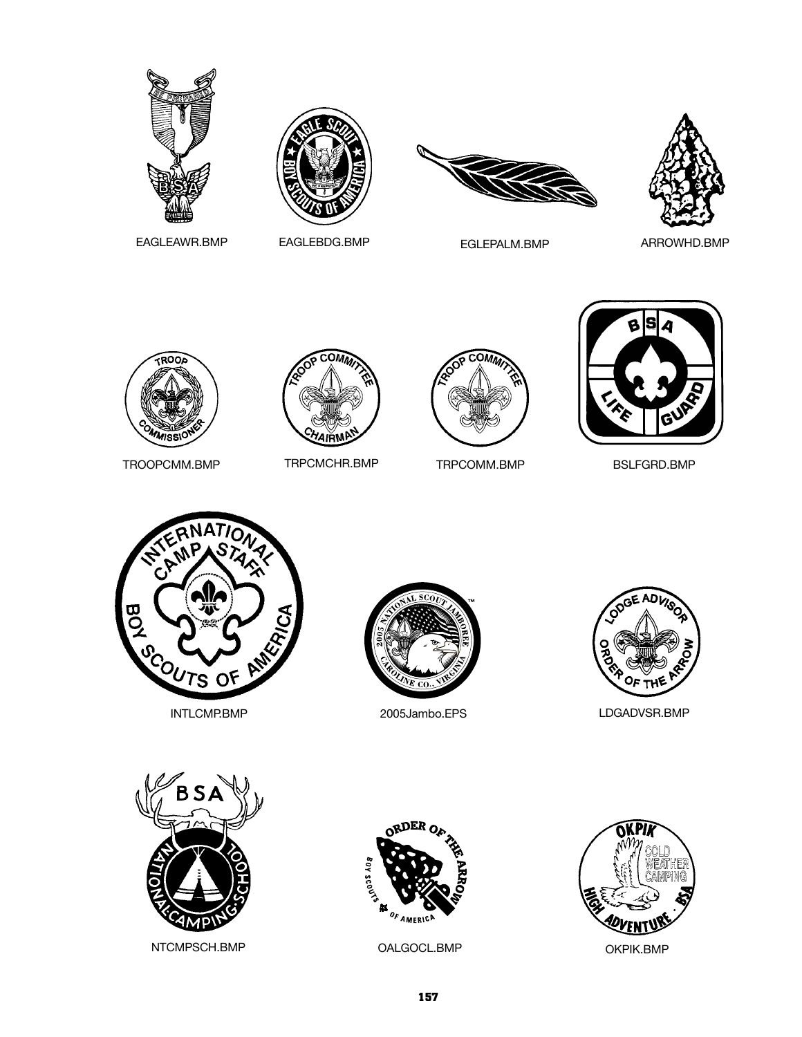EAGLEAWR.BMP

EAGLEBDG.BMP

EGLEPALM.BMP

ARROWHD.BMP

TROOPCMM.BMP

TRPCMCHR.BMP

TRPCOMM.BMP

BSLFGRD.BMP

INTLCMP.BMP

2005Jambo.EPS

LDGADVSR.BMP

NTCMPSCH.BMP

OALGOCL.BMP

OKPIK.BMP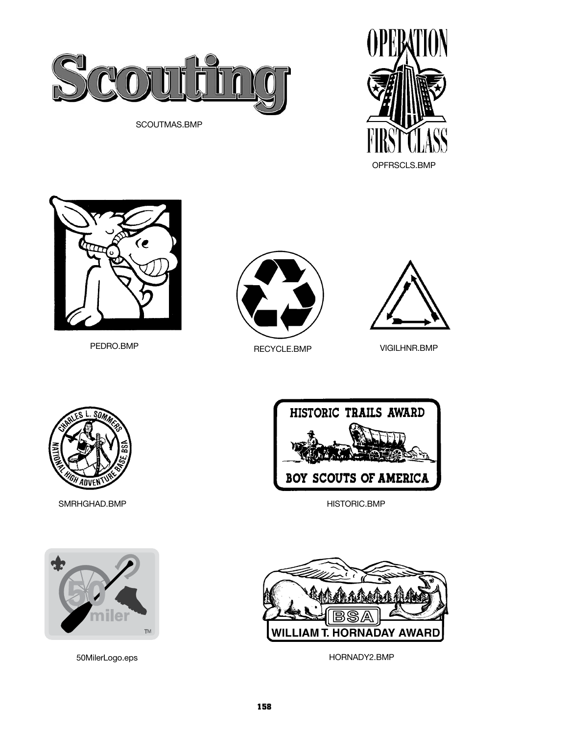SCOUTMAS.BMP

OPFRSCLS.BMP

PEDRO.BMP

RECYCLE.BMP

VIGILHNR.BMP

SMRHGHAD.BMP

HISTORIC.BMP

50MilerLogo.eps

HORNADY2.BMP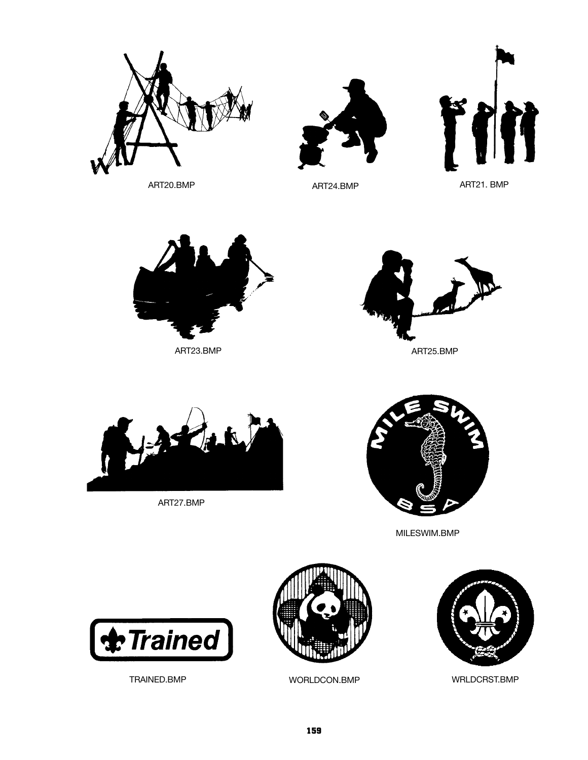ART20.BMP

ART24.BMP

ART21. BMP

ART23.BMP

ART25.BMP

ART27.BMP

MILESWIM.BMP

TRAINED.BMP

WORLDCON.BMP

WRLDCRST.BMP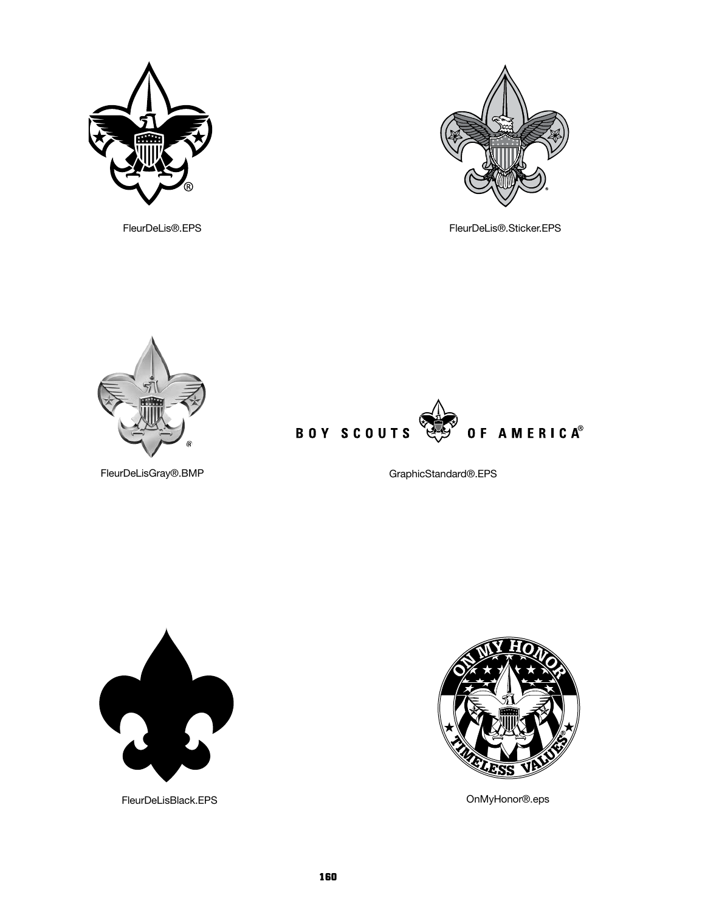FleurDeLis®.EPS

FleurDeLis®.Sticker.EPS

FleurDeLisGray®.BMP

GraphicStandard®.EPS

FleurDeLisBlack.EPS

OnMyHonor®.eps